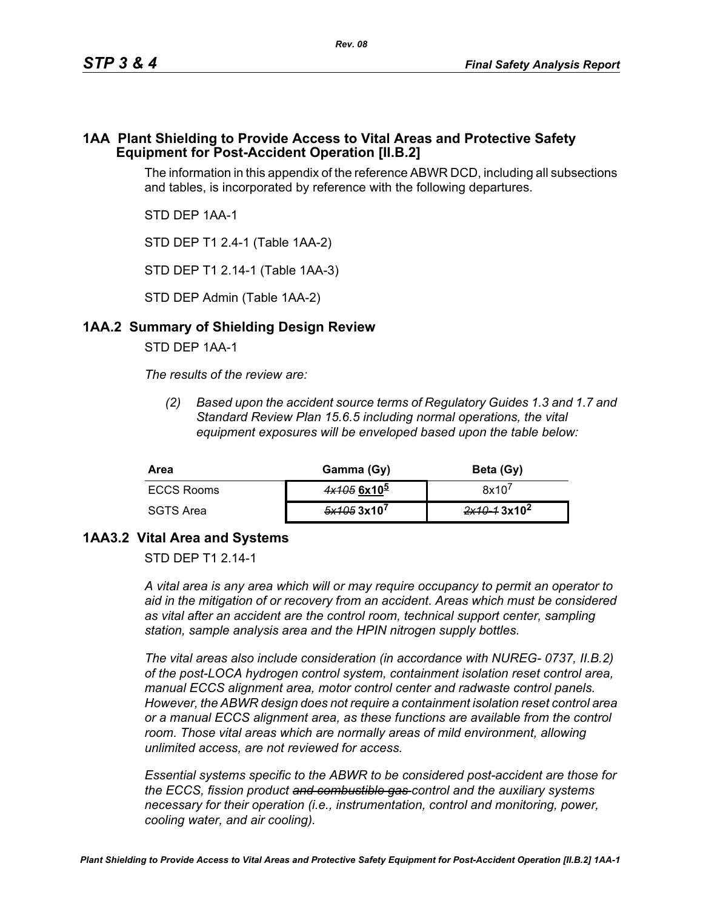# 1AA Plant Shielding to Provide Access to Vital Areas and Protective Safety Equipment for Post-Accident Operation [II.B.2]

The information in this appendix of the reference ABWR DCD, including all subsections and tables, is incorporated by reference with the following departures.

STD DEP 1AA-1

STD DEP T1 2.4-1 (Table 1AA-2)

STD DEP T1 2.14-1 (Table 1AA-3)

STD DEP Admin (Table 1AA-2)

## 1AA.2 Summary of Shielding Design Review

STD DEP 1AA-1

*The results of the review are:*

*(2) Based upon the accident source terms of Regulatory Guides 1.3 and 1.7 and Standard Review Plan 15.6.5 including normal operations, the vital equipment exposures will be enveloped based upon the table below:*

| Area | Gamma (Gy) | Beta (Gy) |
|---|---|---|
| ECCS Rooms | ~~*4x105*~~ **$6x10^5$** | $8x10^7$ |
| SGTS Area | ~~*5x105*~~ **$3x10^7$** | ~~*2x10-1*~~ **$3x10^2$** |

## 1AA3.2 Vital Area and Systems

STD DEP T1 2.14-1

*A vital area is any area which will or may require occupancy to permit an operator to aid in the mitigation of or recovery from an accident. Areas which must be considered as vital after an accident are the control room, technical support center, sampling station, sample analysis area and the HPIN nitrogen supply bottles.*

*The vital areas also include consideration (in accordance with NUREG- 0737, II.B.2) of the post-LOCA hydrogen control system, containment isolation reset control area, manual ECCS alignment area, motor control center and radwaste control panels. However, the ABWR design does not require a containment isolation reset control area or a manual ECCS alignment area, as these functions are available from the control room. Those vital areas which are normally areas of mild environment, allowing unlimited access, are not reviewed for access.*

*Essential systems specific to the ABWR to be considered post-accident are those for the ECCS, fission product ~~and combustible gas~~ control and the auxiliary systems necessary for their operation (i.e., instrumentation, control and monitoring, power, cooling water, and air cooling).*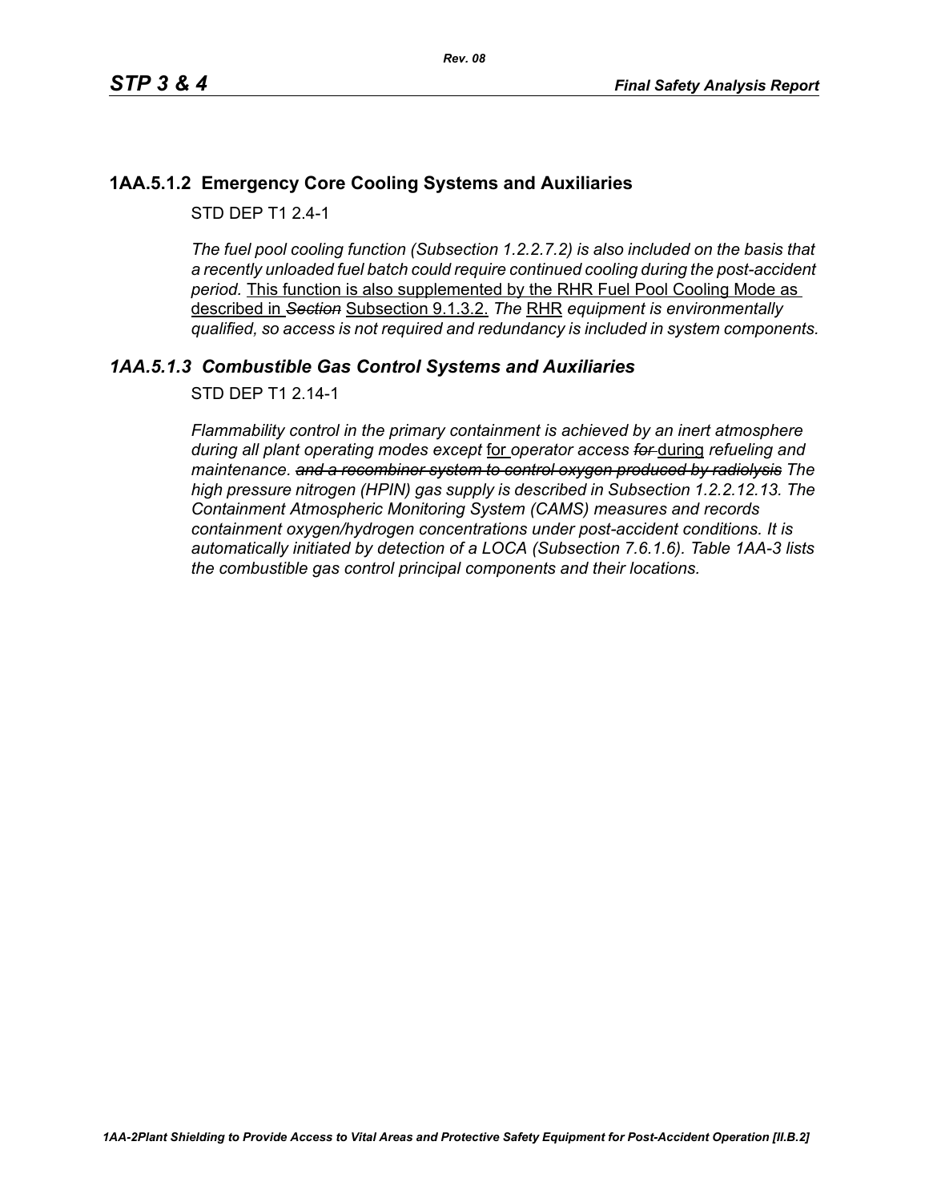### 1AA.5.1.2 Emergency Core Cooling Systems and Auxiliaries

STD DEP T1 2.4-1

*The fuel pool cooling function (Subsection 1.2.2.7.2) is also included on the basis that a recently unloaded fuel batch could require continued cooling during the post-accident period.* <u>This function is also supplemented by the RHR Fuel Pool Cooling Mode as described in</u> ~~*Section*~~ <u>Subsection 9.1.3.2.</u> *The* <u>RHR</u> *equipment is environmentally qualified, so access is not required and redundancy is included in system components.*

### *1AA.5.1.3 Combustible Gas Control Systems and Auxiliaries*

STD DEP T1 2.14-1

*Flammability control in the primary containment is achieved by an inert atmosphere during all plant operating modes except* <u>for</u> *operator access* ~~*for*~~ <u>during</u> *refueling and maintenance.* ~~*and a recombiner system to control oxygen produced by radiolysis*~~ *The high pressure nitrogen (HPIN) gas supply is described in Subsection 1.2.2.12.13. The Containment Atmospheric Monitoring System (CAMS) measures and records containment oxygen/hydrogen concentrations under post-accident conditions. It is automatically initiated by detection of a LOCA (Subsection 7.6.1.6). Table 1AA-3 lists the combustible gas control principal components and their locations.*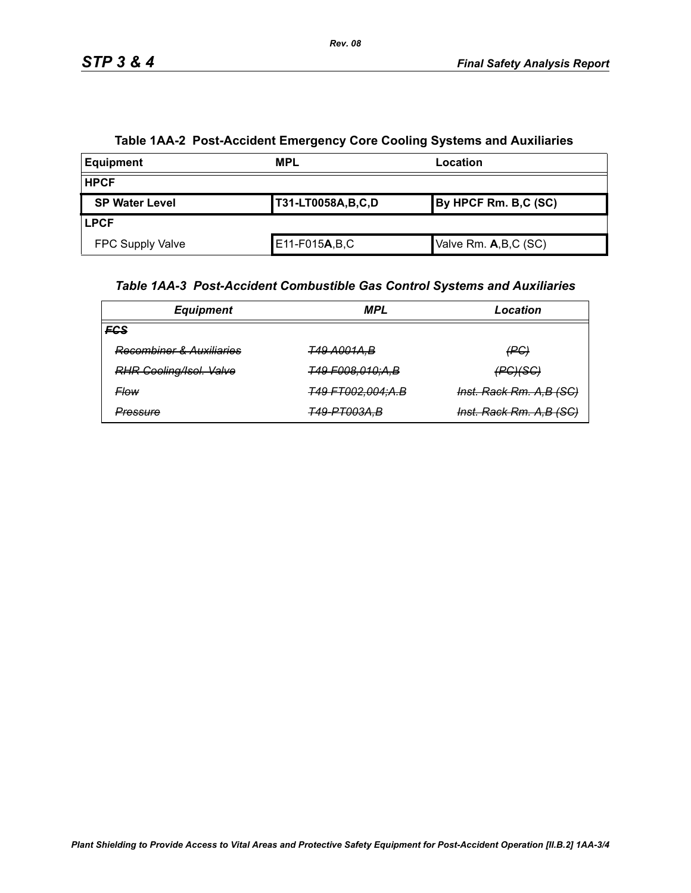**Table 1AA-2 Post-Accident Emergency Core Cooling Systems and Auxiliaries**

| Equipment | MPL | Location |
|---|---|---|
| **HPCF** | | |
| **SP Water Level** | **T31-LT0058A,B,C,D** | **By HPCF Rm. B,C (SC)** |
| **LPCF** | | |
| FPC Supply Valve | E11-F015**A**,B,C | Valve Rm. **A**,B,C (SC) |

***Table 1AA-3 Post-Accident Combustible Gas Control Systems and Auxiliaries***

| *Equipment* | *MPL* | *Location* |
|---|---|---|
| ~~*FCS*~~ | | |
| ~~*Recombiner & Auxiliaries*~~ | ~~*T49-A001A,B*~~ | ~~*(PC)*~~ |
| ~~*RHR Cooling/Isol. Valve*~~ | ~~*T49-F008,010;A,B*~~ | ~~*(PC)(SC)*~~ |
| ~~*Flow*~~ | ~~*T49-FT002,004;A.B*~~ | ~~*Inst. Rack Rm. A,B (SC)*~~ |
| ~~*Pressure*~~ | ~~*T49-PT003A,B*~~ | ~~*Inst. Rack Rm. A,B (SC)*~~ |